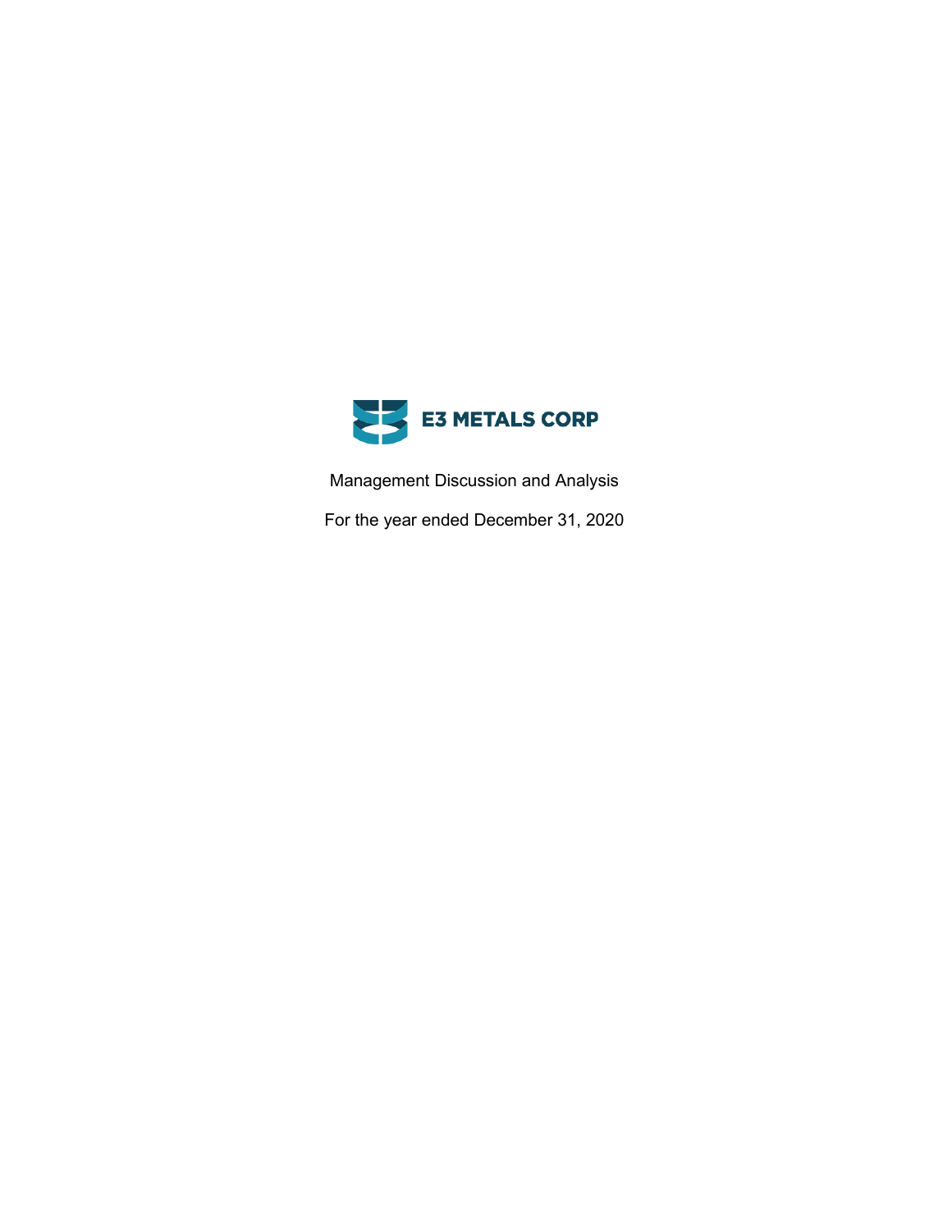# E3 METALS CORP

Management Discussion and Analysis

For the year ended December 31, 2020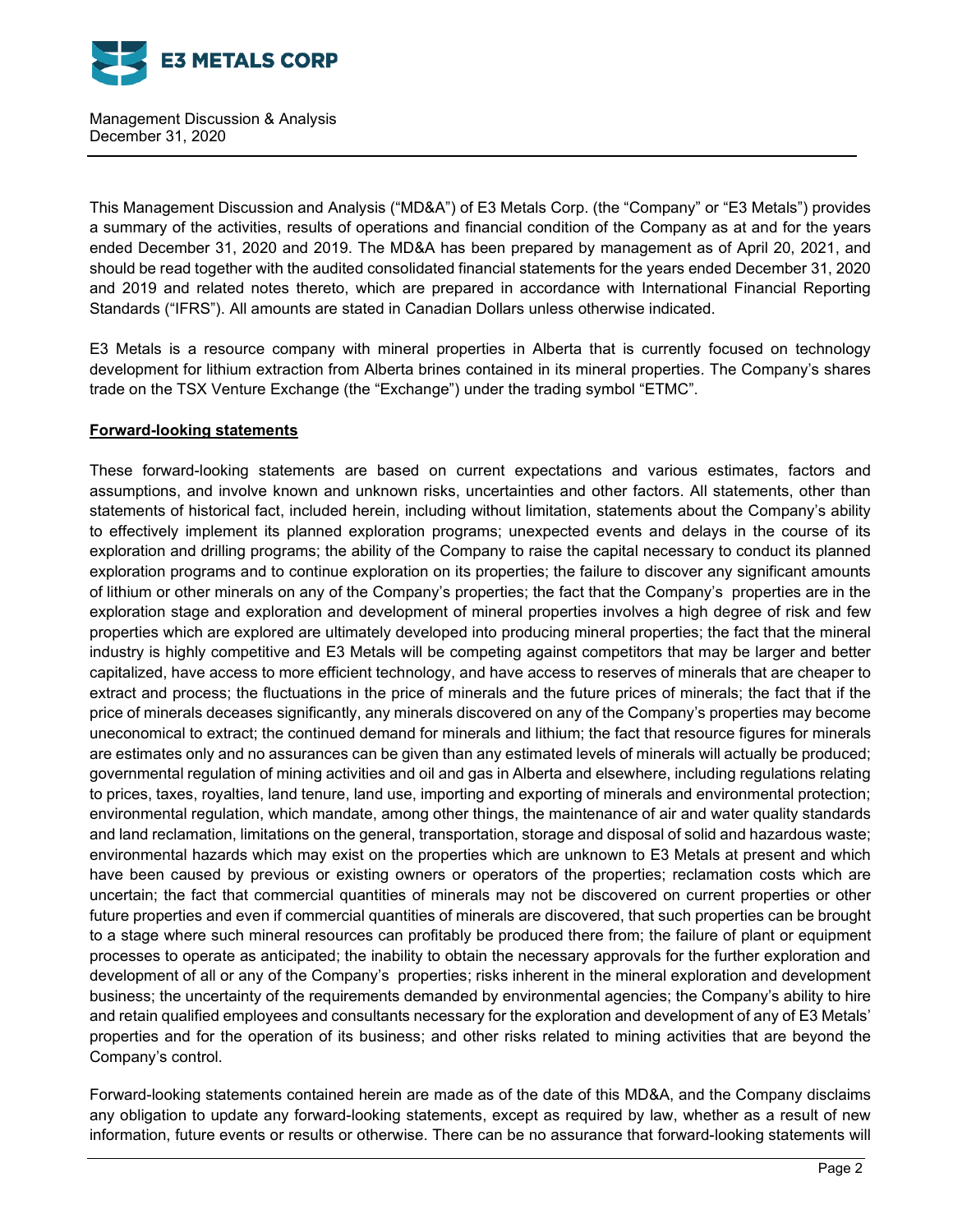Management Discussion & Analysis
December 31, 2020

This Management Discussion and Analysis ("MD&A") of E3 Metals Corp. (the "Company" or "E3 Metals") provides a summary of the activities, results of operations and financial condition of the Company as at and for the years ended December 31, 2020 and 2019. The MD&A has been prepared by management as of April 20, 2021, and should be read together with the audited consolidated financial statements for the years ended December 31, 2020 and 2019 and related notes thereto, which are prepared in accordance with International Financial Reporting Standards ("IFRS"). All amounts are stated in Canadian Dollars unless otherwise indicated.

E3 Metals is a resource company with mineral properties in Alberta that is currently focused on technology development for lithium extraction from Alberta brines contained in its mineral properties. The Company's shares trade on the TSX Venture Exchange (the "Exchange") under the trading symbol "ETMC".

**Forward-looking statements**

These forward-looking statements are based on current expectations and various estimates, factors and assumptions, and involve known and unknown risks, uncertainties and other factors. All statements, other than statements of historical fact, included herein, including without limitation, statements about the Company's ability to effectively implement its planned exploration programs; unexpected events and delays in the course of its exploration and drilling programs; the ability of the Company to raise the capital necessary to conduct its planned exploration programs and to continue exploration on its properties; the failure to discover any significant amounts of lithium or other minerals on any of the Company's properties; the fact that the Company's properties are in the exploration stage and exploration and development of mineral properties involves a high degree of risk and few properties which are explored are ultimately developed into producing mineral properties; the fact that the mineral industry is highly competitive and E3 Metals will be competing against competitors that may be larger and better capitalized, have access to more efficient technology, and have access to reserves of minerals that are cheaper to extract and process; the fluctuations in the price of minerals and the future prices of minerals; the fact that if the price of minerals deceases significantly, any minerals discovered on any of the Company's properties may become uneconomical to extract; the continued demand for minerals and lithium; the fact that resource figures for minerals are estimates only and no assurances can be given than any estimated levels of minerals will actually be produced; governmental regulation of mining activities and oil and gas in Alberta and elsewhere, including regulations relating to prices, taxes, royalties, land tenure, land use, importing and exporting of minerals and environmental protection; environmental regulation, which mandate, among other things, the maintenance of air and water quality standards and land reclamation, limitations on the general, transportation, storage and disposal of solid and hazardous waste; environmental hazards which may exist on the properties which are unknown to E3 Metals at present and which have been caused by previous or existing owners or operators of the properties; reclamation costs which are uncertain; the fact that commercial quantities of minerals may not be discovered on current properties or other future properties and even if commercial quantities of minerals are discovered, that such properties can be brought to a stage where such mineral resources can profitably be produced there from; the failure of plant or equipment processes to operate as anticipated; the inability to obtain the necessary approvals for the further exploration and development of all or any of the Company's properties; risks inherent in the mineral exploration and development business; the uncertainty of the requirements demanded by environmental agencies; the Company's ability to hire and retain qualified employees and consultants necessary for the exploration and development of any of E3 Metals' properties and for the operation of its business; and other risks related to mining activities that are beyond the Company's control.

Forward-looking statements contained herein are made as of the date of this MD&A, and the Company disclaims any obligation to update any forward-looking statements, except as required by law, whether as a result of new information, future events or results or otherwise. There can be no assurance that forward-looking statements will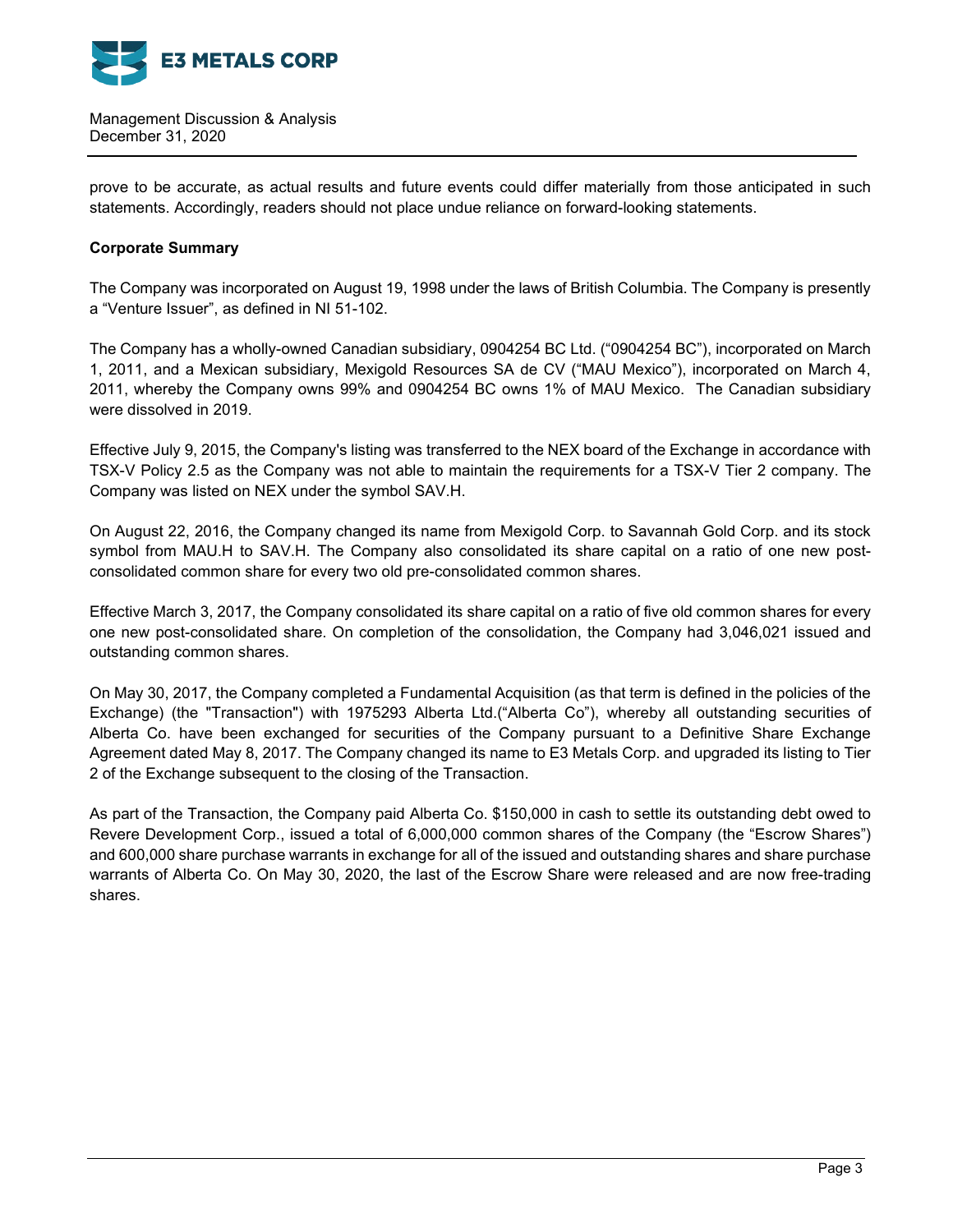prove to be accurate, as actual results and future events could differ materially from those anticipated in such statements. Accordingly, readers should not place undue reliance on forward-looking statements.

**Corporate Summary**

The Company was incorporated on August 19, 1998 under the laws of British Columbia. The Company is presently a "Venture Issuer", as defined in NI 51-102.

The Company has a wholly-owned Canadian subsidiary, 0904254 BC Ltd. ("0904254 BC"), incorporated on March 1, 2011, and a Mexican subsidiary, Mexigold Resources SA de CV ("MAU Mexico"), incorporated on March 4, 2011, whereby the Company owns 99% and 0904254 BC owns 1% of MAU Mexico. The Canadian subsidiary were dissolved in 2019.

Effective July 9, 2015, the Company's listing was transferred to the NEX board of the Exchange in accordance with TSX-V Policy 2.5 as the Company was not able to maintain the requirements for a TSX-V Tier 2 company. The Company was listed on NEX under the symbol SAV.H.

On August 22, 2016, the Company changed its name from Mexigold Corp. to Savannah Gold Corp. and its stock symbol from MAU.H to SAV.H. The Company also consolidated its share capital on a ratio of one new post-consolidated common share for every two old pre-consolidated common shares.

Effective March 3, 2017, the Company consolidated its share capital on a ratio of five old common shares for every one new post-consolidated share. On completion of the consolidation, the Company had 3,046,021 issued and outstanding common shares.

On May 30, 2017, the Company completed a Fundamental Acquisition (as that term is defined in the policies of the Exchange) (the "Transaction") with 1975293 Alberta Ltd.("Alberta Co"), whereby all outstanding securities of Alberta Co. have been exchanged for securities of the Company pursuant to a Definitive Share Exchange Agreement dated May 8, 2017. The Company changed its name to E3 Metals Corp. and upgraded its listing to Tier 2 of the Exchange subsequent to the closing of the Transaction.

As part of the Transaction, the Company paid Alberta Co. $150,000 in cash to settle its outstanding debt owed to Revere Development Corp., issued a total of 6,000,000 common shares of the Company (the "Escrow Shares") and 600,000 share purchase warrants in exchange for all of the issued and outstanding shares and share purchase warrants of Alberta Co. On May 30, 2020, the last of the Escrow Share were released and are now free-trading shares.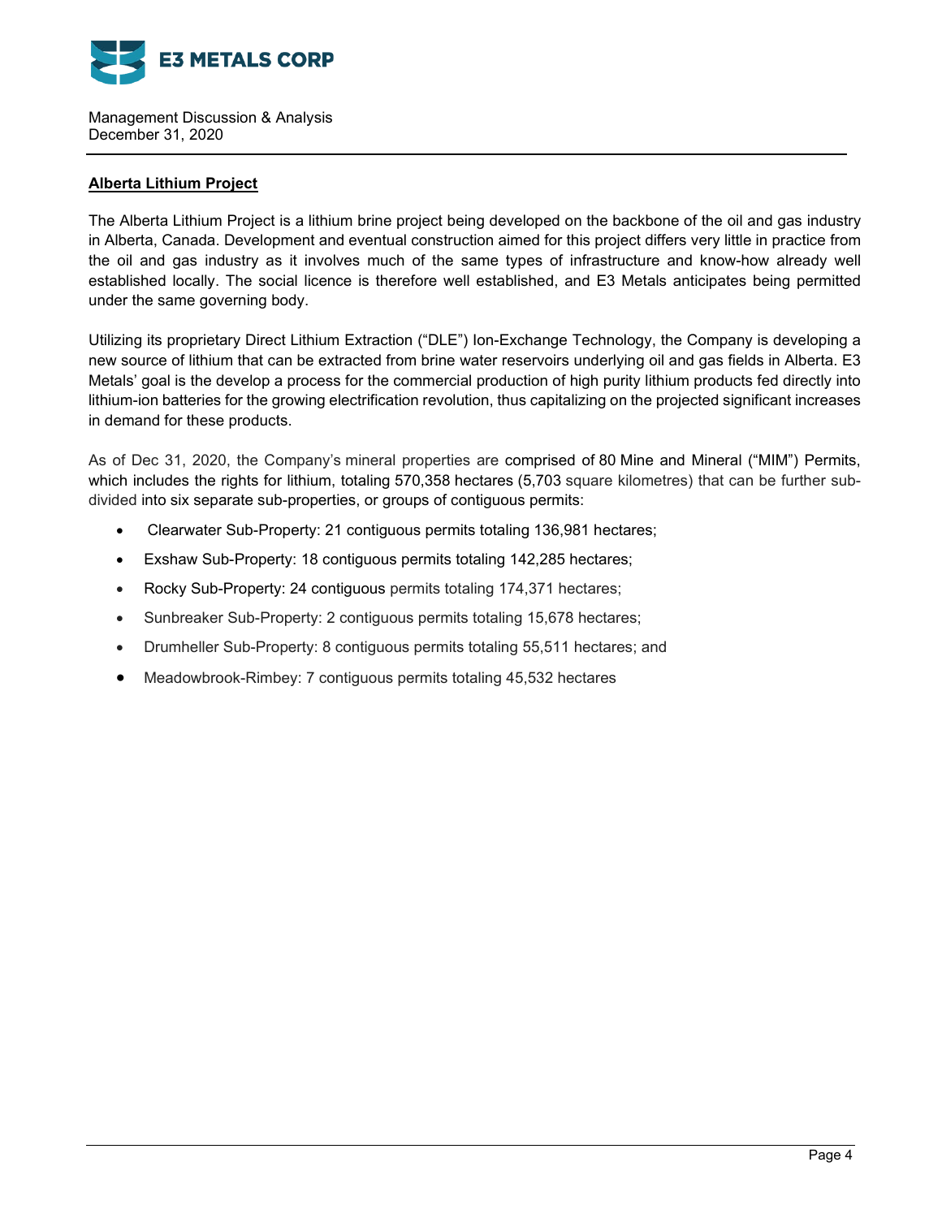## Alberta Lithium Project

The Alberta Lithium Project is a lithium brine project being developed on the backbone of the oil and gas industry in Alberta, Canada. Development and eventual construction aimed for this project differs very little in practice from the oil and gas industry as it involves much of the same types of infrastructure and know-how already well established locally. The social licence is therefore well established, and E3 Metals anticipates being permitted under the same governing body.

Utilizing its proprietary Direct Lithium Extraction ("DLE") Ion-Exchange Technology, the Company is developing a new source of lithium that can be extracted from brine water reservoirs underlying oil and gas fields in Alberta. E3 Metals' goal is the develop a process for the commercial production of high purity lithium products fed directly into lithium-ion batteries for the growing electrification revolution, thus capitalizing on the projected significant increases in demand for these products.

As of Dec 31, 2020, the Company's mineral properties are comprised of 80 Mine and Mineral ("MIM") Permits, which includes the rights for lithium, totaling 570,358 hectares (5,703 square kilometres) that can be further sub-divided into six separate sub-properties, or groups of contiguous permits:

- Clearwater Sub-Property: 21 contiguous permits totaling 136,981 hectares;
- Exshaw Sub-Property: 18 contiguous permits totaling 142,285 hectares;
- Rocky Sub-Property: 24 contiguous permits totaling 174,371 hectares;
- Sunbreaker Sub-Property: 2 contiguous permits totaling 15,678 hectares;
- Drumheller Sub-Property: 8 contiguous permits totaling 55,511 hectares; and
- Meadowbrook-Rimbey: 7 contiguous permits totaling 45,532 hectares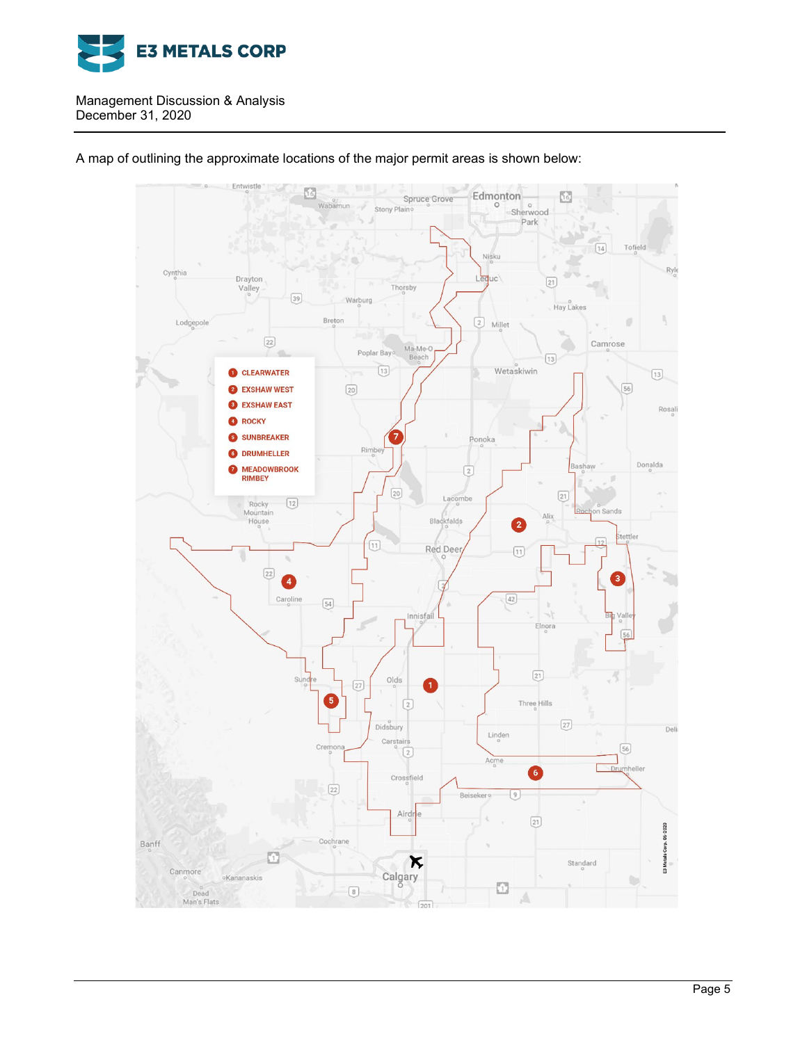A map of outlining the approximate locations of the major permit areas is shown below: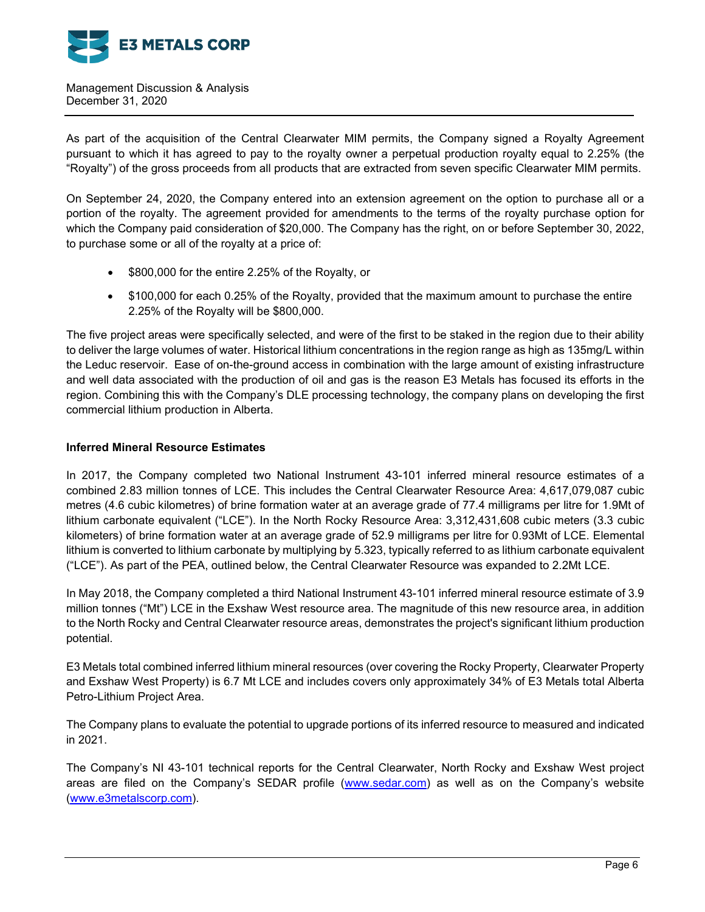As part of the acquisition of the Central Clearwater MIM permits, the Company signed a Royalty Agreement pursuant to which it has agreed to pay to the royalty owner a perpetual production royalty equal to 2.25% (the "Royalty") of the gross proceeds from all products that are extracted from seven specific Clearwater MIM permits.

On September 24, 2020, the Company entered into an extension agreement on the option to purchase all or a portion of the royalty. The agreement provided for amendments to the terms of the royalty purchase option for which the Company paid consideration of $20,000. The Company has the right, on or before September 30, 2022, to purchase some or all of the royalty at a price of:

- $800,000 for the entire 2.25% of the Royalty, or
- $100,000 for each 0.25% of the Royalty, provided that the maximum amount to purchase the entire 2.25% of the Royalty will be $800,000.

The five project areas were specifically selected, and were of the first to be staked in the region due to their ability to deliver the large volumes of water. Historical lithium concentrations in the region range as high as 135mg/L within the Leduc reservoir. Ease of on-the-ground access in combination with the large amount of existing infrastructure and well data associated with the production of oil and gas is the reason E3 Metals has focused its efforts in the region. Combining this with the Company's DLE processing technology, the company plans on developing the first commercial lithium production in Alberta.

**Inferred Mineral Resource Estimates**

In 2017, the Company completed two National Instrument 43-101 inferred mineral resource estimates of a combined 2.83 million tonnes of LCE. This includes the Central Clearwater Resource Area: 4,617,079,087 cubic metres (4.6 cubic kilometres) of brine formation water at an average grade of 77.4 milligrams per litre for 1.9Mt of lithium carbonate equivalent ("LCE"). In the North Rocky Resource Area: 3,312,431,608 cubic meters (3.3 cubic kilometers) of brine formation water at an average grade of 52.9 milligrams per litre for 0.93Mt of LCE. Elemental lithium is converted to lithium carbonate by multiplying by 5.323, typically referred to as lithium carbonate equivalent ("LCE"). As part of the PEA, outlined below, the Central Clearwater Resource was expanded to 2.2Mt LCE.

In May 2018, the Company completed a third National Instrument 43-101 inferred mineral resource estimate of 3.9 million tonnes ("Mt") LCE in the Exshaw West resource area. The magnitude of this new resource area, in addition to the North Rocky and Central Clearwater resource areas, demonstrates the project's significant lithium production potential.

E3 Metals total combined inferred lithium mineral resources (over covering the Rocky Property, Clearwater Property and Exshaw West Property) is 6.7 Mt LCE and includes covers only approximately 34% of E3 Metals total Alberta Petro-Lithium Project Area.

The Company plans to evaluate the potential to upgrade portions of its inferred resource to measured and indicated in 2021.

The Company's NI 43-101 technical reports for the Central Clearwater, North Rocky and Exshaw West project areas are filed on the Company's SEDAR profile (www.sedar.com) as well as on the Company's website (www.e3metalscorp.com).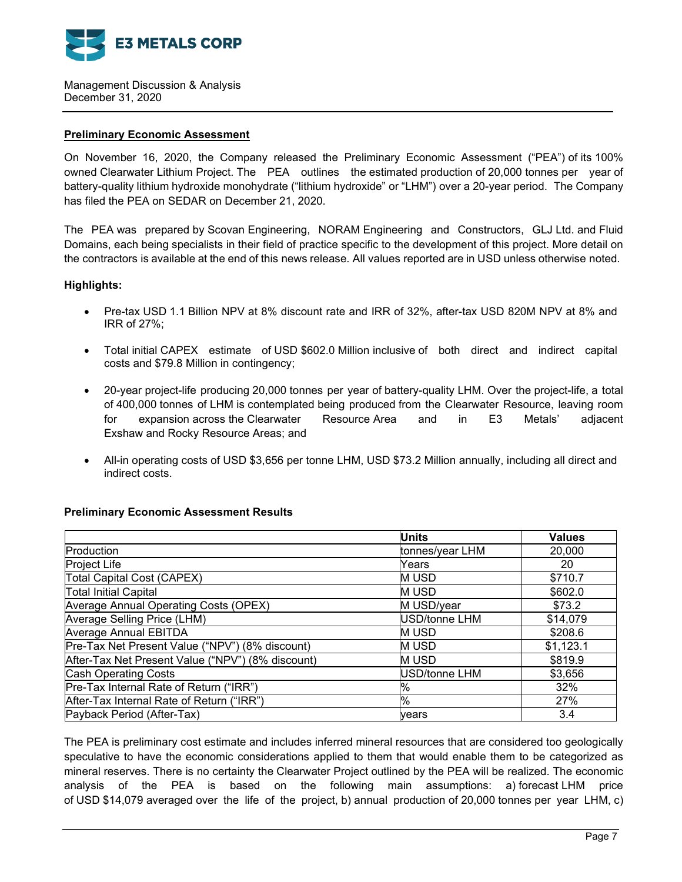## Preliminary Economic Assessment

On November 16, 2020, the Company released the Preliminary Economic Assessment ("PEA") of its 100% owned Clearwater Lithium Project. The PEA outlines the estimated production of 20,000 tonnes per year of battery-quality lithium hydroxide monohydrate ("lithium hydroxide" or "LHM") over a 20-year period. The Company has filed the PEA on SEDAR on December 21, 2020.

The PEA was prepared by Scovan Engineering, NORAM Engineering and Constructors, GLJ Ltd. and Fluid Domains, each being specialists in their field of practice specific to the development of this project. More detail on the contractors is available at the end of this news release. All values reported are in USD unless otherwise noted.

**Highlights:**

- Pre-tax USD 1.1 Billion NPV at 8% discount rate and IRR of 32%, after-tax USD 820M NPV at 8% and IRR of 27%;
- Total initial CAPEX estimate of USD $602.0 Million inclusive of both direct and indirect capital costs and $79.8 Million in contingency;
- 20-year project-life producing 20,000 tonnes per year of battery-quality LHM. Over the project-life, a total of 400,000 tonnes of LHM is contemplated being produced from the Clearwater Resource, leaving room for expansion across the Clearwater Resource Area and in E3 Metals' adjacent Exshaw and Rocky Resource Areas; and
- All-in operating costs of USD $3,656 per tonne LHM, USD $73.2 Million annually, including all direct and indirect costs.

**Preliminary Economic Assessment Results**

| | Units | Values |
|---|---|---|
| Production | tonnes/year LHM | 20,000 |
| Project Life | Years | 20 |
| Total Capital Cost (CAPEX) | M USD | $710.7 |
| Total Initial Capital | M USD | $602.0 |
| Average Annual Operating Costs (OPEX) | M USD/year | $73.2 |
| Average Selling Price (LHM) | USD/tonne LHM | $14,079 |
| Average Annual EBITDA | M USD | $208.6 |
| Pre-Tax Net Present Value ("NPV") (8% discount) | M USD | $1,123.1 |
| After-Tax Net Present Value ("NPV") (8% discount) | M USD | $819.9 |
| Cash Operating Costs | USD/tonne LHM | $3,656 |
| Pre-Tax Internal Rate of Return ("IRR") | % | 32% |
| After-Tax Internal Rate of Return ("IRR") | % | 27% |
| Payback Period (After-Tax) | years | 3.4 |

The PEA is preliminary cost estimate and includes inferred mineral resources that are considered too geologically speculative to have the economic considerations applied to them that would enable them to be categorized as mineral reserves. There is no certainty the Clearwater Project outlined by the PEA will be realized. The economic analysis of the PEA is based on the following main assumptions: a) forecast LHM price of USD $14,079 averaged over the life of the project, b) annual production of 20,000 tonnes per year LHM, c)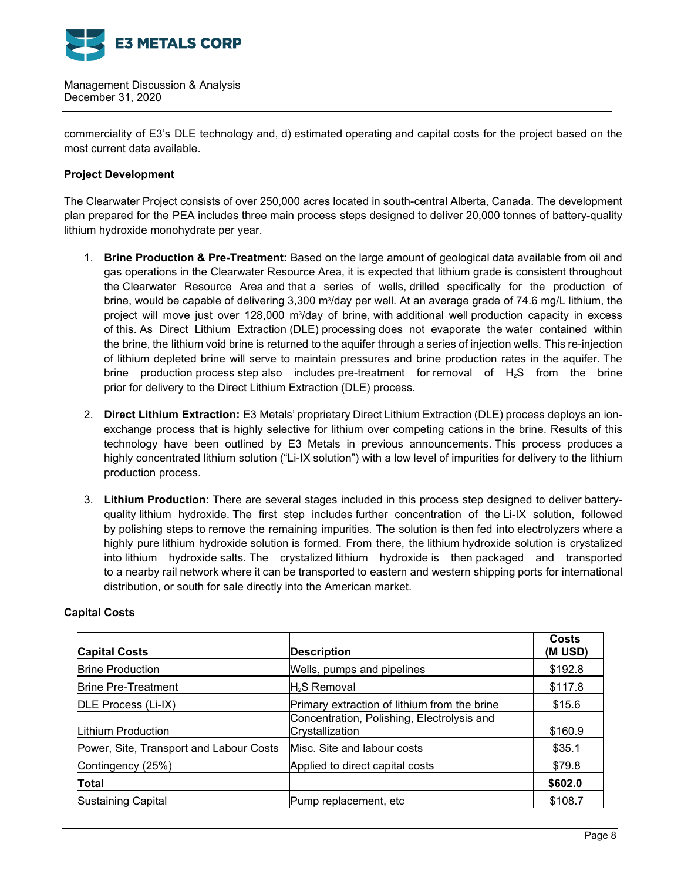commerciality of E3's DLE technology and, d) estimated operating and capital costs for the project based on the most current data available.

**Project Development**

The Clearwater Project consists of over 250,000 acres located in south-central Alberta, Canada. The development plan prepared for the PEA includes three main process steps designed to deliver 20,000 tonnes of battery-quality lithium hydroxide monohydrate per year.

1. **Brine Production & Pre-Treatment:** Based on the large amount of geological data available from oil and gas operations in the Clearwater Resource Area, it is expected that lithium grade is consistent throughout the Clearwater Resource Area and that a series of wells, drilled specifically for the production of brine, would be capable of delivering 3,300 m$^3$/day per well. At an average grade of 74.6 mg/L lithium, the project will move just over 128,000 m$^3$/day of brine, with additional well production capacity in excess of this. As Direct Lithium Extraction (DLE) processing does not evaporate the water contained within the brine, the lithium void brine is returned to the aquifer through a series of injection wells. This re-injection of lithium depleted brine will serve to maintain pressures and brine production rates in the aquifer. The brine production process step also includes pre-treatment for removal of $H_2S$ from the brine prior for delivery to the Direct Lithium Extraction (DLE) process.

2. **Direct Lithium Extraction:** E3 Metals' proprietary Direct Lithium Extraction (DLE) process deploys an ion-exchange process that is highly selective for lithium over competing cations in the brine. Results of this technology have been outlined by E3 Metals in previous announcements. This process produces a highly concentrated lithium solution ("Li-IX solution") with a low level of impurities for delivery to the lithium production process.

3. **Lithium Production:** There are several stages included in this process step designed to deliver battery-quality lithium hydroxide. The first step includes further concentration of the Li-IX solution, followed by polishing steps to remove the remaining impurities. The solution is then fed into electrolyzers where a highly pure lithium hydroxide solution is formed. From there, the lithium hydroxide solution is crystalized into lithium hydroxide salts. The crystalized lithium hydroxide is then packaged and transported to a nearby rail network where it can be transported to eastern and western shipping ports for international distribution, or south for sale directly into the American market.

**Capital Costs**

| **Capital Costs** | **Description** | **Costs (M USD)** |
|---|---|---|
| Brine Production | Wells, pumps and pipelines | $192.8 |
| Brine Pre-Treatment | $H_2S$ Removal | $117.8 |
| DLE Process (Li-IX) | Primary extraction of lithium from the brine | $15.6 |
| Lithium Production | Concentration, Polishing, Electrolysis and Crystallization | $160.9 |
| Power, Site, Transport and Labour Costs | Misc. Site and labour costs | $35.1 |
| Contingency (25%) | Applied to direct capital costs | $79.8 |
| **Total** | | **$602.0** |
| Sustaining Capital | Pump replacement, etc | $108.7 |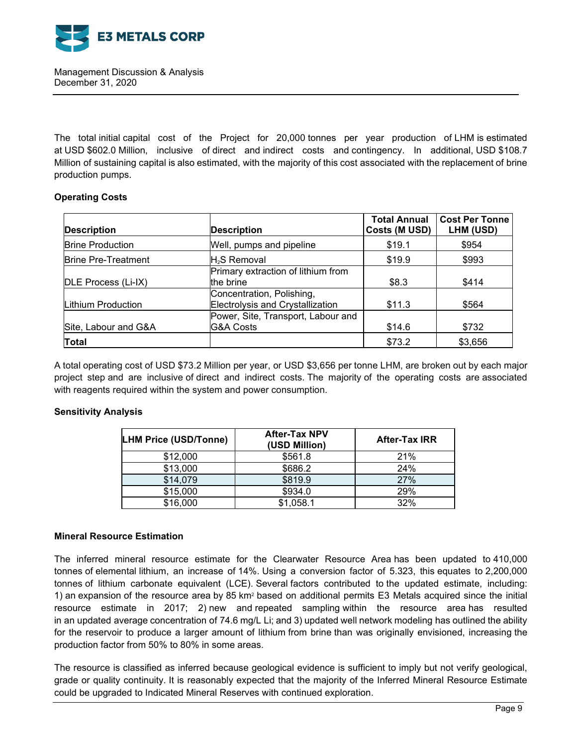The total initial capital cost of the Project for 20,000 tonnes per year production of LHM is estimated at USD $602.0 Million, inclusive of direct and indirect costs and contingency. In additional, USD $108.7 Million of sustaining capital is also estimated, with the majority of this cost associated with the replacement of brine production pumps.

**Operating Costs**

| Description | Description | Total Annual Costs (M USD) | Cost Per Tonne LHM (USD) |
|---|---|---|---|
| Brine Production | Well, pumps and pipeline | $19.1 | $954 |
| Brine Pre-Treatment | $H_2S$ Removal | $19.9 | $993 |
| DLE Process (Li-IX) | Primary extraction of lithium from the brine | $8.3 | $414 |
| Lithium Production | Concentration, Polishing, Electrolysis and Crystallization | $11.3 | $564 |
| Site, Labour and G&A | Power, Site, Transport, Labour and G&A Costs | $14.6 | $732 |
| **Total** | | $73.2 | $3,656 |

A total operating cost of USD $73.2 Million per year, or USD $3,656 per tonne LHM, are broken out by each major project step and are inclusive of direct and indirect costs. The majority of the operating costs are associated with reagents required within the system and power consumption.

**Sensitivity Analysis**

| LHM Price (USD/Tonne) | After-Tax NPV (USD Million) | After-Tax IRR |
|---|---|---|
| $12,000 | $561.8 | 21% |
| $13,000 | $686.2 | 24% |
| $14,079 | $819.9 | 27% |
| $15,000 | $934.0 | 29% |
| $16,000 | $1,058.1 | 32% |

**Mineral Resource Estimation**

The inferred mineral resource estimate for the Clearwater Resource Area has been updated to 410,000 tonnes of elemental lithium, an increase of 14%. Using a conversion factor of 5.323, this equates to 2,200,000 tonnes of lithium carbonate equivalent (LCE). Several factors contributed to the updated estimate, including: 1) an expansion of the resource area by 85 $km^2$ based on additional permits E3 Metals acquired since the initial resource estimate in 2017; 2) new and repeated sampling within the resource area has resulted in an updated average concentration of 74.6 mg/L Li; and 3) updated well network modeling has outlined the ability for the reservoir to produce a larger amount of lithium from brine than was originally envisioned, increasing the production factor from 50% to 80% in some areas.

The resource is classified as inferred because geological evidence is sufficient to imply but not verify geological, grade or quality continuity. It is reasonably expected that the majority of the Inferred Mineral Resource Estimate could be upgraded to Indicated Mineral Reserves with continued exploration.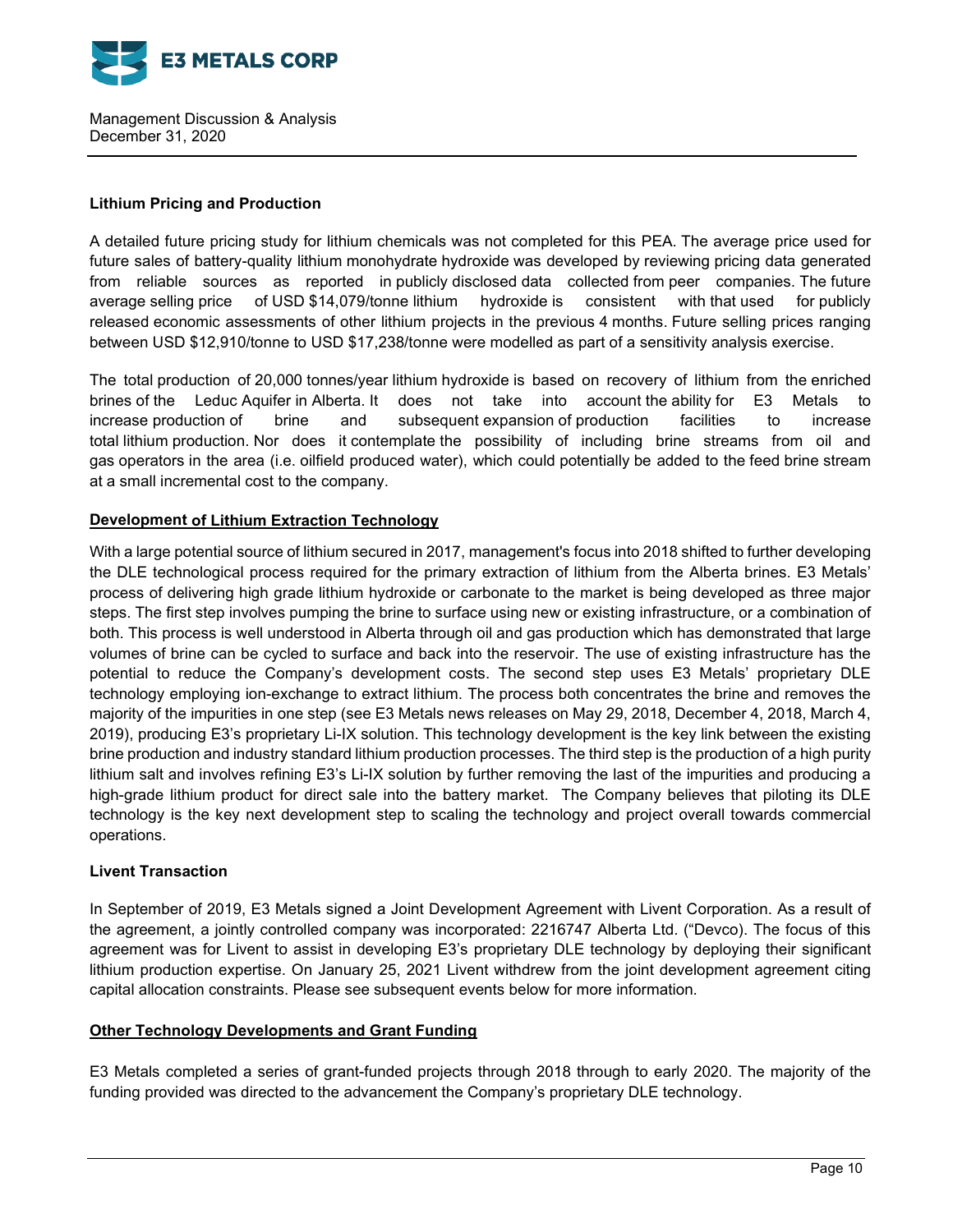**Lithium Pricing and Production**

A detailed future pricing study for lithium chemicals was not completed for this PEA. The average price used for future sales of battery-quality lithium monohydrate hydroxide was developed by reviewing pricing data generated from reliable sources as reported in publicly disclosed data collected from peer companies. The future average selling price of USD $14,079/tonne lithium hydroxide is consistent with that used for publicly released economic assessments of other lithium projects in the previous 4 months. Future selling prices ranging between USD $12,910/tonne to USD $17,238/tonne were modelled as part of a sensitivity analysis exercise.

The total production of 20,000 tonnes/year lithium hydroxide is based on recovery of lithium from the enriched brines of the Leduc Aquifer in Alberta. It does not take into account the ability for E3 Metals to increase production of brine and subsequent expansion of production facilities to increase total lithium production. Nor does it contemplate the possibility of including brine streams from oil and gas operators in the area (i.e. oilfield produced water), which could potentially be added to the feed brine stream at a small incremental cost to the company.

**Development of Lithium Extraction Technology**

With a large potential source of lithium secured in 2017, management's focus into 2018 shifted to further developing the DLE technological process required for the primary extraction of lithium from the Alberta brines. E3 Metals' process of delivering high grade lithium hydroxide or carbonate to the market is being developed as three major steps. The first step involves pumping the brine to surface using new or existing infrastructure, or a combination of both. This process is well understood in Alberta through oil and gas production which has demonstrated that large volumes of brine can be cycled to surface and back into the reservoir. The use of existing infrastructure has the potential to reduce the Company's development costs. The second step uses E3 Metals' proprietary DLE technology employing ion-exchange to extract lithium. The process both concentrates the brine and removes the majority of the impurities in one step (see E3 Metals news releases on May 29, 2018, December 4, 2018, March 4, 2019), producing E3's proprietary Li-IX solution. This technology development is the key link between the existing brine production and industry standard lithium production processes. The third step is the production of a high purity lithium salt and involves refining E3's Li-IX solution by further removing the last of the impurities and producing a high-grade lithium product for direct sale into the battery market. The Company believes that piloting its DLE technology is the key next development step to scaling the technology and project overall towards commercial operations.

**Livent Transaction**

In September of 2019, E3 Metals signed a Joint Development Agreement with Livent Corporation. As a result of the agreement, a jointly controlled company was incorporated: 2216747 Alberta Ltd. ("Devco). The focus of this agreement was for Livent to assist in developing E3's proprietary DLE technology by deploying their significant lithium production expertise. On January 25, 2021 Livent withdrew from the joint development agreement citing capital allocation constraints. Please see subsequent events below for more information.

**Other Technology Developments and Grant Funding**

E3 Metals completed a series of grant-funded projects through 2018 through to early 2020. The majority of the funding provided was directed to the advancement the Company's proprietary DLE technology.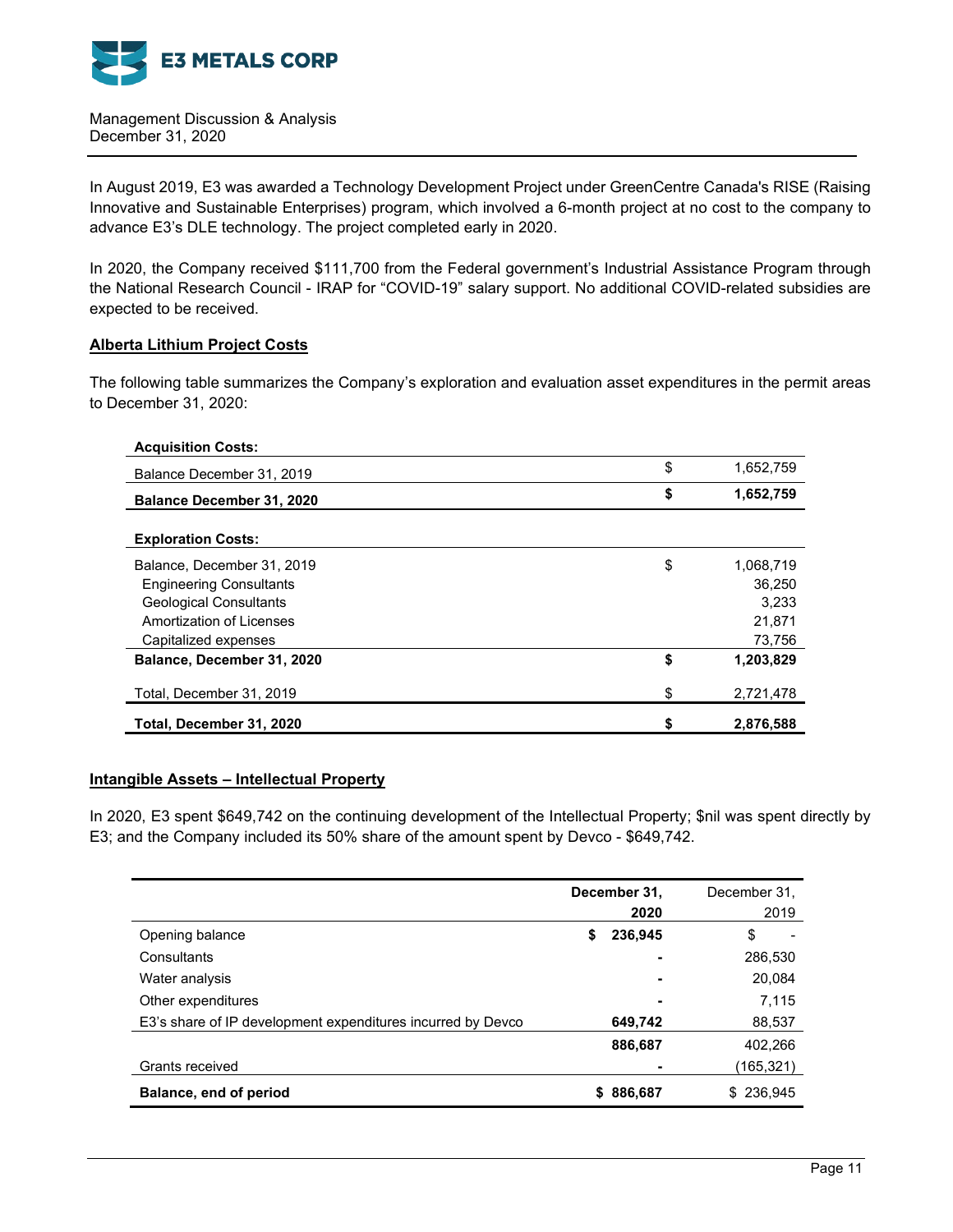In August 2019, E3 was awarded a Technology Development Project under GreenCentre Canada's RISE (Raising Innovative and Sustainable Enterprises) program, which involved a 6-month project at no cost to the company to advance E3's DLE technology. The project completed early in 2020.

In 2020, the Company received $111,700 from the Federal government's Industrial Assistance Program through the National Research Council - IRAP for "COVID-19" salary support. No additional COVID-related subsidies are expected to be received.

## Alberta Lithium Project Costs

The following table summarizes the Company's exploration and evaluation asset expenditures in the permit areas to December 31, 2020:

| | | |
|---|---|---|
| **Acquisition Costs:** | | |
| Balance December 31, 2019 | $ | 1,652,759 |
| **Balance December 31, 2020** | **$** | **1,652,759** |
| | | |
| **Exploration Costs:** | | |
| Balance, December 31, 2019 | $ | 1,068,719 |
| Engineering Consultants | | 36,250 |
| Geological Consultants | | 3,233 |
| Amortization of Licenses | | 21,871 |
| Capitalized expenses | | 73,756 |
| **Balance, December 31, 2020** | **$** | **1,203,829** |
| | | |
| Total, December 31, 2019 | $ | 2,721,478 |
| **Total, December 31, 2020** | **$** | **2,876,588** |

## Intangible Assets – Intellectual Property

In 2020, E3 spent $649,742 on the continuing development of the Intellectual Property; $nil was spent directly by E3; and the Company included its 50% share of the amount spent by Devco - $649,742.

| | **December 31, 2020** | December 31, 2019 |
|---|---|---|
| Opening balance | **$ 236,945** | $ - |
| Consultants | **-** | 286,530 |
| Water analysis | **-** | 20,084 |
| Other expenditures | **-** | 7,115 |
| E3's share of IP development expenditures incurred by Devco | **649,742** | 88,537 |
| | **886,687** | 402,266 |
| Grants received | **-** | (165,321) |
| **Balance, end of period** | **$ 886,687** | $ 236,945 |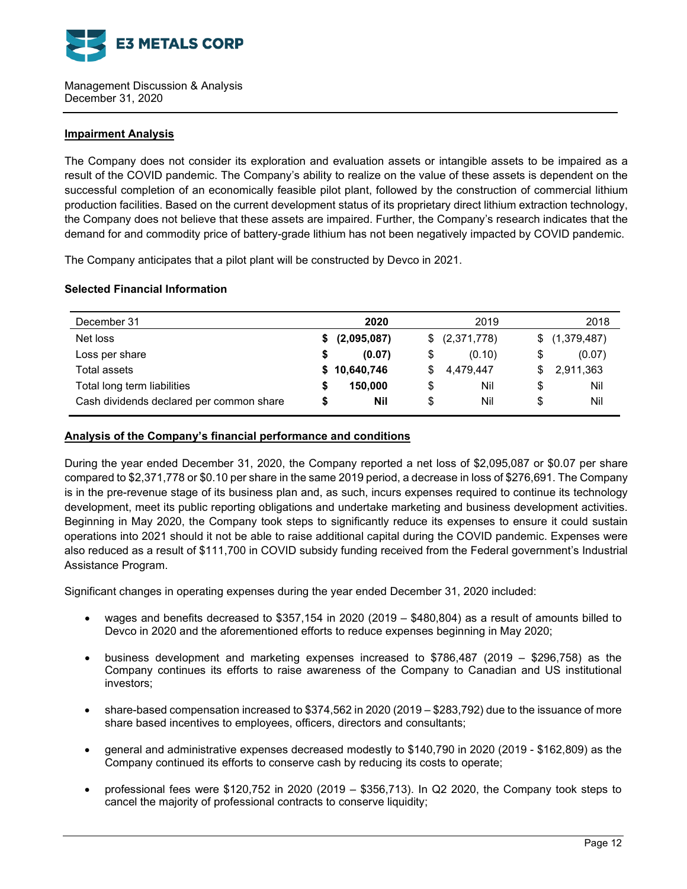## Impairment Analysis

The Company does not consider its exploration and evaluation assets or intangible assets to be impaired as a result of the COVID pandemic. The Company's ability to realize on the value of these assets is dependent on the successful completion of an economically feasible pilot plant, followed by the construction of commercial lithium production facilities. Based on the current development status of its proprietary direct lithium extraction technology, the Company does not believe that these assets are impaired. Further, the Company's research indicates that the demand for and commodity price of battery-grade lithium has not been negatively impacted by COVID pandemic.

The Company anticipates that a pilot plant will be constructed by Devco in 2021.

### Selected Financial Information

| December 31 | **2020** | 2019 | 2018 |
|---|---|---|---|
| Net loss | **$ (2,095,087)** | $ (2,371,778) | $ (1,379,487) |
| Loss per share | **$ (0.07)** | $ (0.10) | $ (0.07) |
| Total assets | **$ 10,640,746** | $ 4,479,447 | $ 2,911,363 |
| Total long term liabilities | **$ 150,000** | $ Nil | $ Nil |
| Cash dividends declared per common share | **$ Nil** | $ Nil | $ Nil |

## Analysis of the Company's financial performance and conditions

During the year ended December 31, 2020, the Company reported a net loss of $2,095,087 or $0.07 per share compared to $2,371,778 or $0.10 per share in the same 2019 period, a decrease in loss of $276,691. The Company is in the pre-revenue stage of its business plan and, as such, incurs expenses required to continue its technology development, meet its public reporting obligations and undertake marketing and business development activities. Beginning in May 2020, the Company took steps to significantly reduce its expenses to ensure it could sustain operations into 2021 should it not be able to raise additional capital during the COVID pandemic. Expenses were also reduced as a result of $111,700 in COVID subsidy funding received from the Federal government's Industrial Assistance Program.

Significant changes in operating expenses during the year ended December 31, 2020 included:

- wages and benefits decreased to $357,154 in 2020 (2019 – $480,804) as a result of amounts billed to Devco in 2020 and the aforementioned efforts to reduce expenses beginning in May 2020;
- business development and marketing expenses increased to $786,487 (2019 – $296,758) as the Company continues its efforts to raise awareness of the Company to Canadian and US institutional investors;
- share-based compensation increased to $374,562 in 2020 (2019 – $283,792) due to the issuance of more share based incentives to employees, officers, directors and consultants;
- general and administrative expenses decreased modestly to $140,790 in 2020 (2019 - $162,809) as the Company continued its efforts to conserve cash by reducing its costs to operate;
- professional fees were $120,752 in 2020 (2019 – $356,713). In Q2 2020, the Company took steps to cancel the majority of professional contracts to conserve liquidity;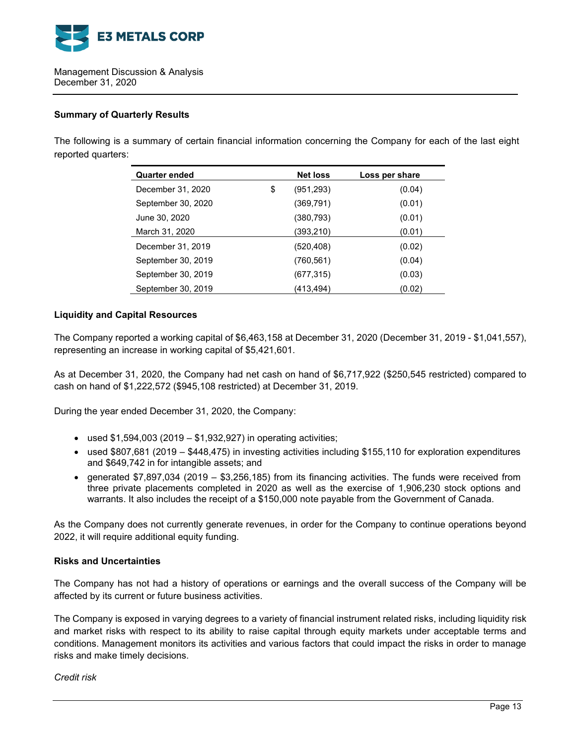### Summary of Quarterly Results

The following is a summary of certain financial information concerning the Company for each of the last eight reported quarters:

| Quarter ended | | Net loss | Loss per share |
|---|---|---|---|
| December 31, 2020 | $ | (951,293) | (0.04) |
| September 30, 2020 | | (369,791) | (0.01) |
| June 30, 2020 | | (380,793) | (0.01) |
| March 31, 2020 | | (393,210) | (0.01) |
| December 31, 2019 | | (520,408) | (0.02) |
| September 30, 2019 | | (760,561) | (0.04) |
| September 30, 2019 | | (677,315) | (0.03) |
| September 30, 2019 | | (413,494) | (0.02) |

### Liquidity and Capital Resources

The Company reported a working capital of $6,463,158 at December 31, 2020 (December 31, 2019 - $1,041,557), representing an increase in working capital of $5,421,601.

As at December 31, 2020, the Company had net cash on hand of $6,717,922 ($250,545 restricted) compared to cash on hand of $1,222,572 ($945,108 restricted) at December 31, 2019.

During the year ended December 31, 2020, the Company:

- used $1,594,003 (2019 – $1,932,927) in operating activities;
- used $807,681 (2019 – $448,475) in investing activities including $155,110 for exploration expenditures and $649,742 in for intangible assets; and
- generated $7,897,034 (2019 – $3,256,185) from its financing activities. The funds were received from three private placements completed in 2020 as well as the exercise of 1,906,230 stock options and warrants. It also includes the receipt of a $150,000 note payable from the Government of Canada.

As the Company does not currently generate revenues, in order for the Company to continue operations beyond 2022, it will require additional equity funding.

### Risks and Uncertainties

The Company has not had a history of operations or earnings and the overall success of the Company will be affected by its current or future business activities.

The Company is exposed in varying degrees to a variety of financial instrument related risks, including liquidity risk and market risks with respect to its ability to raise capital through equity markets under acceptable terms and conditions. Management monitors its activities and various factors that could impact the risks in order to manage risks and make timely decisions.

*Credit risk*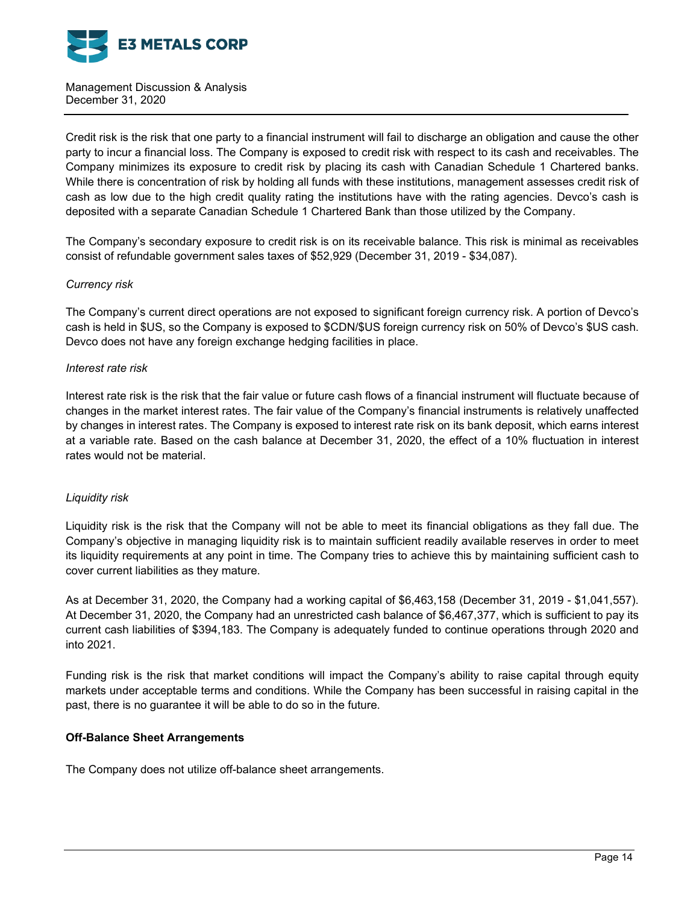Credit risk is the risk that one party to a financial instrument will fail to discharge an obligation and cause the other party to incur a financial loss. The Company is exposed to credit risk with respect to its cash and receivables. The Company minimizes its exposure to credit risk by placing its cash with Canadian Schedule 1 Chartered banks. While there is concentration of risk by holding all funds with these institutions, management assesses credit risk of cash as low due to the high credit quality rating the institutions have with the rating agencies. Devco's cash is deposited with a separate Canadian Schedule 1 Chartered Bank than those utilized by the Company.

The Company's secondary exposure to credit risk is on its receivable balance. This risk is minimal as receivables consist of refundable government sales taxes of $52,929 (December 31, 2019 - $34,087).

*Currency risk*

The Company's current direct operations are not exposed to significant foreign currency risk. A portion of Devco's cash is held in $US, so the Company is exposed to $CDN/$US foreign currency risk on 50% of Devco's $US cash. Devco does not have any foreign exchange hedging facilities in place.

*Interest rate risk*

Interest rate risk is the risk that the fair value or future cash flows of a financial instrument will fluctuate because of changes in the market interest rates. The fair value of the Company's financial instruments is relatively unaffected by changes in interest rates. The Company is exposed to interest rate risk on its bank deposit, which earns interest at a variable rate. Based on the cash balance at December 31, 2020, the effect of a 10% fluctuation in interest rates would not be material.

*Liquidity risk*

Liquidity risk is the risk that the Company will not be able to meet its financial obligations as they fall due. The Company's objective in managing liquidity risk is to maintain sufficient readily available reserves in order to meet its liquidity requirements at any point in time. The Company tries to achieve this by maintaining sufficient cash to cover current liabilities as they mature.

As at December 31, 2020, the Company had a working capital of $6,463,158 (December 31, 2019 - $1,041,557). At December 31, 2020, the Company had an unrestricted cash balance of $6,467,377, which is sufficient to pay its current cash liabilities of $394,183. The Company is adequately funded to continue operations through 2020 and into 2021.

Funding risk is the risk that market conditions will impact the Company's ability to raise capital through equity markets under acceptable terms and conditions. While the Company has been successful in raising capital in the past, there is no guarantee it will be able to do so in the future.

**Off-Balance Sheet Arrangements**

The Company does not utilize off-balance sheet arrangements.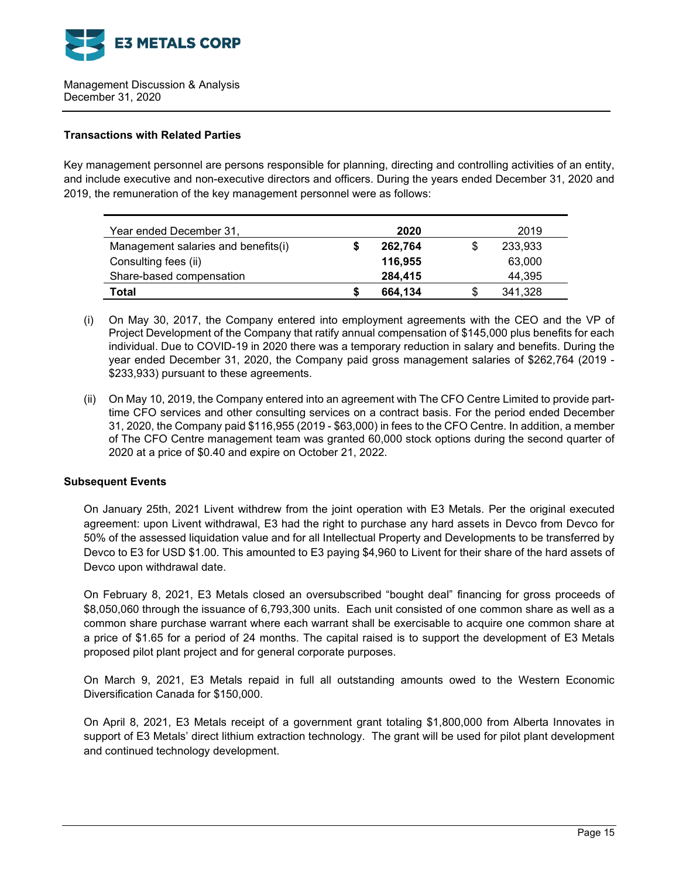Management Discussion & Analysis
December 31, 2020

**Transactions with Related Parties**

Key management personnel are persons responsible for planning, directing and controlling activities of an entity, and include executive and non-executive directors and officers. During the years ended December 31, 2020 and 2019, the remuneration of the key management personnel were as follows:

| Year ended December 31, | | 2020 | | 2019 |
|---|---|---|---|---|
| Management salaries and benefits(i) | $ | **262,764** | $ | 233,933 |
| Consulting fees (ii) | | **116,955** | | 63,000 |
| Share-based compensation | | **284,415** | | 44,395 |
| **Total** | **$** | **664,134** | $ | 341,328 |

(i) On May 30, 2017, the Company entered into employment agreements with the CEO and the VP of Project Development of the Company that ratify annual compensation of $145,000 plus benefits for each individual. Due to COVID-19 in 2020 there was a temporary reduction in salary and benefits. During the year ended December 31, 2020, the Company paid gross management salaries of $262,764 (2019 - $233,933) pursuant to these agreements.

(ii) On May 10, 2019, the Company entered into an agreement with The CFO Centre Limited to provide part-time CFO services and other consulting services on a contract basis. For the period ended December 31, 2020, the Company paid $116,955 (2019 - $63,000) in fees to the CFO Centre. In addition, a member of The CFO Centre management team was granted 60,000 stock options during the second quarter of 2020 at a price of $0.40 and expire on October 21, 2022.

**Subsequent Events**

On January 25th, 2021 Livent withdrew from the joint operation with E3 Metals. Per the original executed agreement: upon Livent withdrawal, E3 had the right to purchase any hard assets in Devco from Devco for 50% of the assessed liquidation value and for all Intellectual Property and Developments to be transferred by Devco to E3 for USD $1.00. This amounted to E3 paying $4,960 to Livent for their share of the hard assets of Devco upon withdrawal date.

On February 8, 2021, E3 Metals closed an oversubscribed "bought deal" financing for gross proceeds of $8,050,060 through the issuance of 6,793,300 units. Each unit consisted of one common share as well as a common share purchase warrant where each warrant shall be exercisable to acquire one common share at a price of $1.65 for a period of 24 months. The capital raised is to support the development of E3 Metals proposed pilot plant project and for general corporate purposes.

On March 9, 2021, E3 Metals repaid in full all outstanding amounts owed to the Western Economic Diversification Canada for $150,000.

On April 8, 2021, E3 Metals receipt of a government grant totaling $1,800,000 from Alberta Innovates in support of E3 Metals' direct lithium extraction technology. The grant will be used for pilot plant development and continued technology development.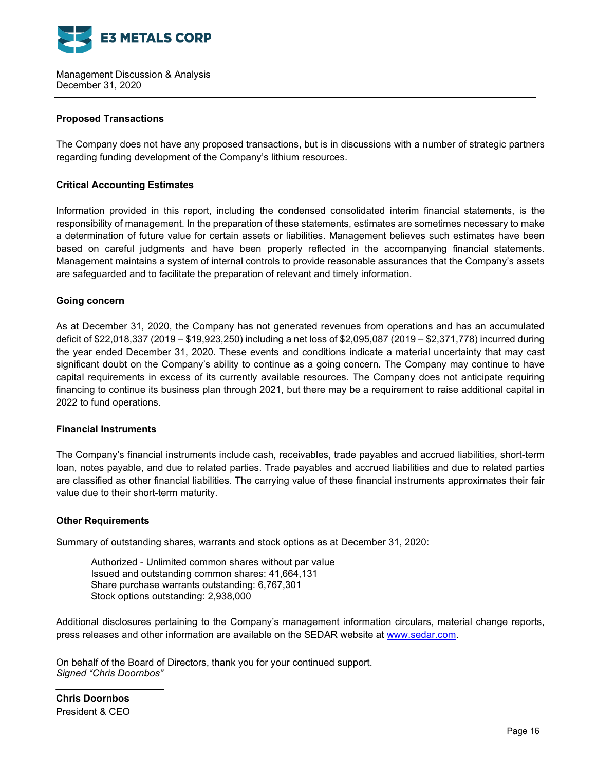**Proposed Transactions**

The Company does not have any proposed transactions, but is in discussions with a number of strategic partners regarding funding development of the Company's lithium resources.

**Critical Accounting Estimates**

Information provided in this report, including the condensed consolidated interim financial statements, is the responsibility of management. In the preparation of these statements, estimates are sometimes necessary to make a determination of future value for certain assets or liabilities. Management believes such estimates have been based on careful judgments and have been properly reflected in the accompanying financial statements. Management maintains a system of internal controls to provide reasonable assurances that the Company's assets are safeguarded and to facilitate the preparation of relevant and timely information.

**Going concern**

As at December 31, 2020, the Company has not generated revenues from operations and has an accumulated deficit of $22,018,337 (2019 – $19,923,250) including a net loss of $2,095,087 (2019 – $2,371,778) incurred during the year ended December 31, 2020. These events and conditions indicate a material uncertainty that may cast significant doubt on the Company's ability to continue as a going concern. The Company may continue to have capital requirements in excess of its currently available resources. The Company does not anticipate requiring financing to continue its business plan through 2021, but there may be a requirement to raise additional capital in 2022 to fund operations.

**Financial Instruments**

The Company's financial instruments include cash, receivables, trade payables and accrued liabilities, short-term loan, notes payable, and due to related parties. Trade payables and accrued liabilities and due to related parties are classified as other financial liabilities. The carrying value of these financial instruments approximates their fair value due to their short-term maturity.

**Other Requirements**

Summary of outstanding shares, warrants and stock options as at December 31, 2020:

Authorized - Unlimited common shares without par value
Issued and outstanding common shares: 41,664,131
Share purchase warrants outstanding: 6,767,301
Stock options outstanding: 2,938,000

Additional disclosures pertaining to the Company's management information circulars, material change reports, press releases and other information are available on the SEDAR website at www.sedar.com.

On behalf of the Board of Directors, thank you for your continued support.
*Signed "Chris Doornbos"*

**Chris Doornbos**
President & CEO